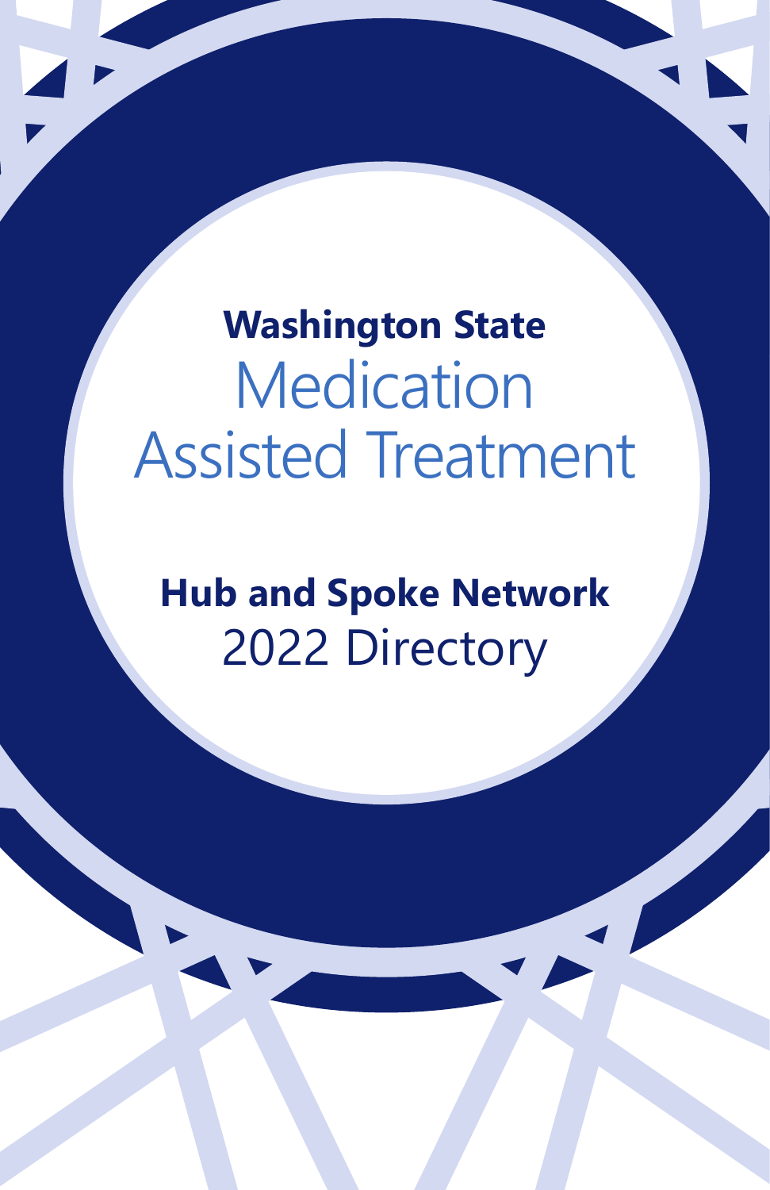**Washington State**

# Medication Assisted Treatment

**Hub and Spoke Network**

2022 Directory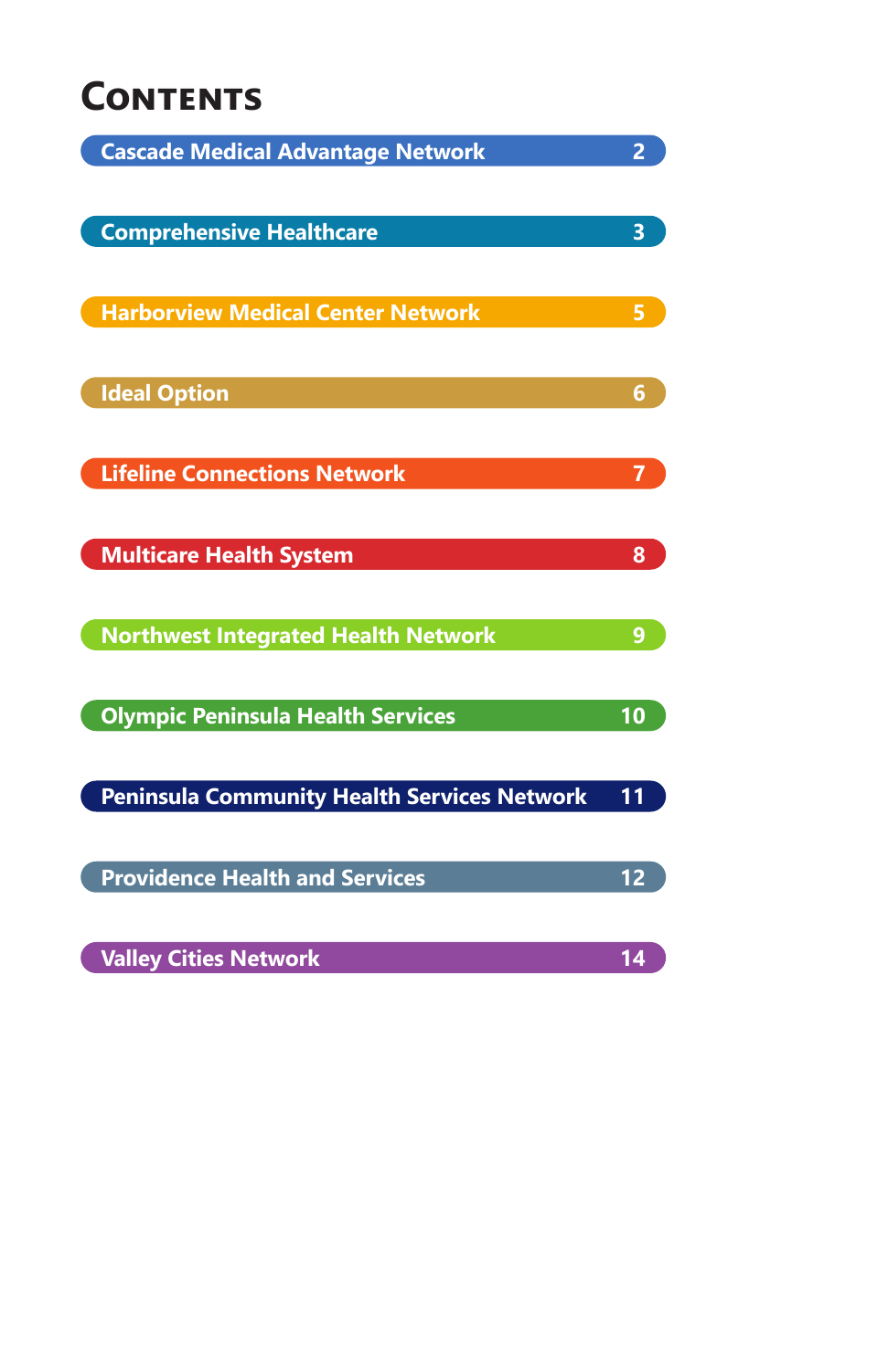# Contents

| | |
|---|---|
| Cascade Medical Advantage Network | 2 |
| Comprehensive Healthcare | 3 |
| Harborview Medical Center Network | 5 |
| Ideal Option | 6 |
| Lifeline Connections Network | 7 |
| Multicare Health System | 8 |
| Northwest Integrated Health Network | 9 |
| Olympic Peninsula Health Services | 10 |
| Peninsula Community Health Services Network | 11 |
| Providence Health and Services | 12 |
| Valley Cities Network | 14 |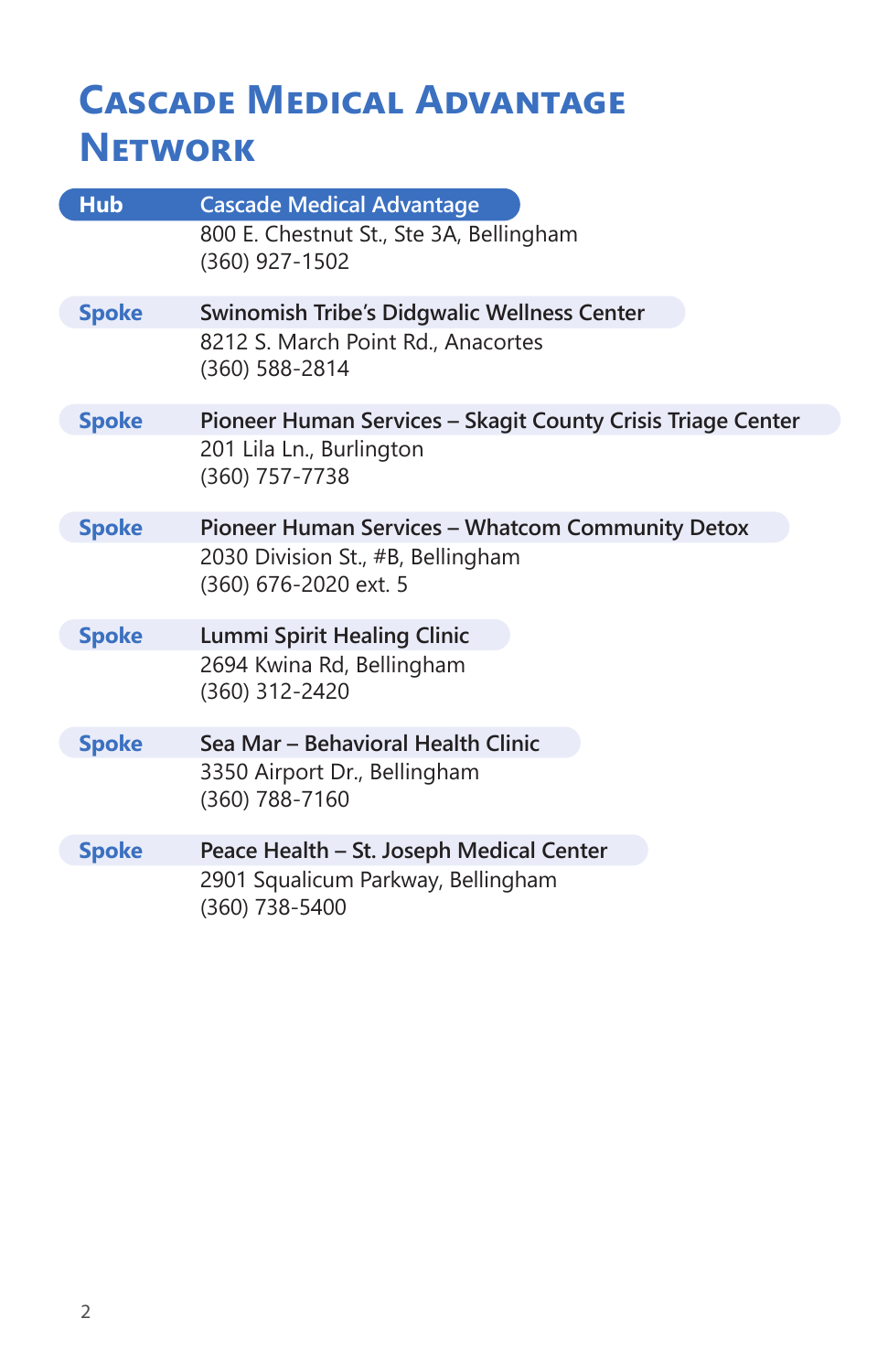# Cascade Medical Advantage Network

**Hub** — Cascade Medical Advantage
800 E. Chestnut St., Ste 3A, Bellingham
(360) 927-1502

**Spoke** — **Swinomish Tribe's Didgwalic Wellness Center**
8212 S. March Point Rd., Anacortes
(360) 588-2814

**Spoke** — **Pioneer Human Services – Skagit County Crisis Triage Center**
201 Lila Ln., Burlington
(360) 757-7738

**Spoke** — **Pioneer Human Services – Whatcom Community Detox**
2030 Division St., #B, Bellingham
(360) 676-2020 ext. 5

**Spoke** — **Lummi Spirit Healing Clinic**
2694 Kwina Rd, Bellingham
(360) 312-2420

**Spoke** — **Sea Mar – Behavioral Health Clinic**
3350 Airport Dr., Bellingham
(360) 788-7160

**Spoke** — **Peace Health – St. Joseph Medical Center**
2901 Squalicum Parkway, Bellingham
(360) 738-5400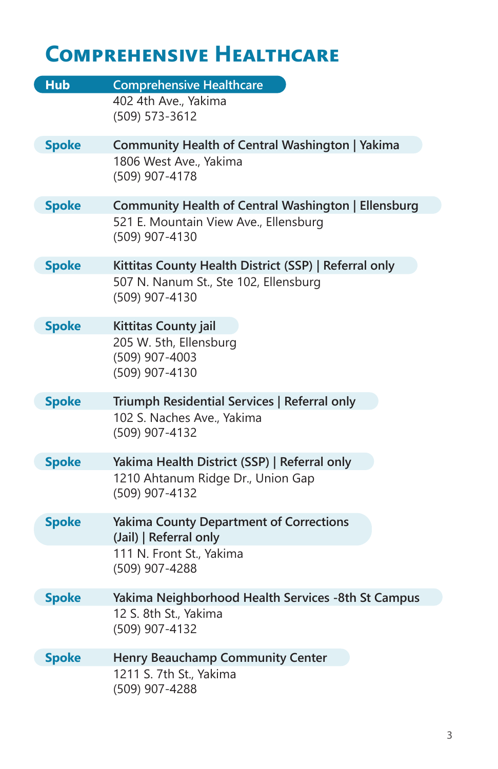# Comprehensive Healthcare

**Hub** | **Comprehensive Healthcare**
402 4th Ave., Yakima
(509) 573-3612

**Spoke** | **Community Health of Central Washington | Yakima**
1806 West Ave., Yakima
(509) 907-4178

**Spoke** | **Community Health of Central Washington | Ellensburg**
521 E. Mountain View Ave., Ellensburg
(509) 907-4130

**Spoke** | **Kittitas County Health District (SSP) | Referral only**
507 N. Nanum St., Ste 102, Ellensburg
(509) 907-4130

**Spoke** | **Kittitas County jail**
205 W. 5th, Ellensburg
(509) 907-4003
(509) 907-4130

**Spoke** | **Triumph Residential Services | Referral only**
102 S. Naches Ave., Yakima
(509) 907-4132

**Spoke** | **Yakima Health District (SSP) | Referral only**
1210 Ahtanum Ridge Dr., Union Gap
(509) 907-4132

**Spoke** | **Yakima County Department of Corrections (Jail) | Referral only**
111 N. Front St., Yakima
(509) 907-4288

**Spoke** | **Yakima Neighborhood Health Services -8th St Campus**
12 S. 8th St., Yakima
(509) 907-4132

**Spoke** | **Henry Beauchamp Community Center**
1211 S. 7th St., Yakima
(509) 907-4288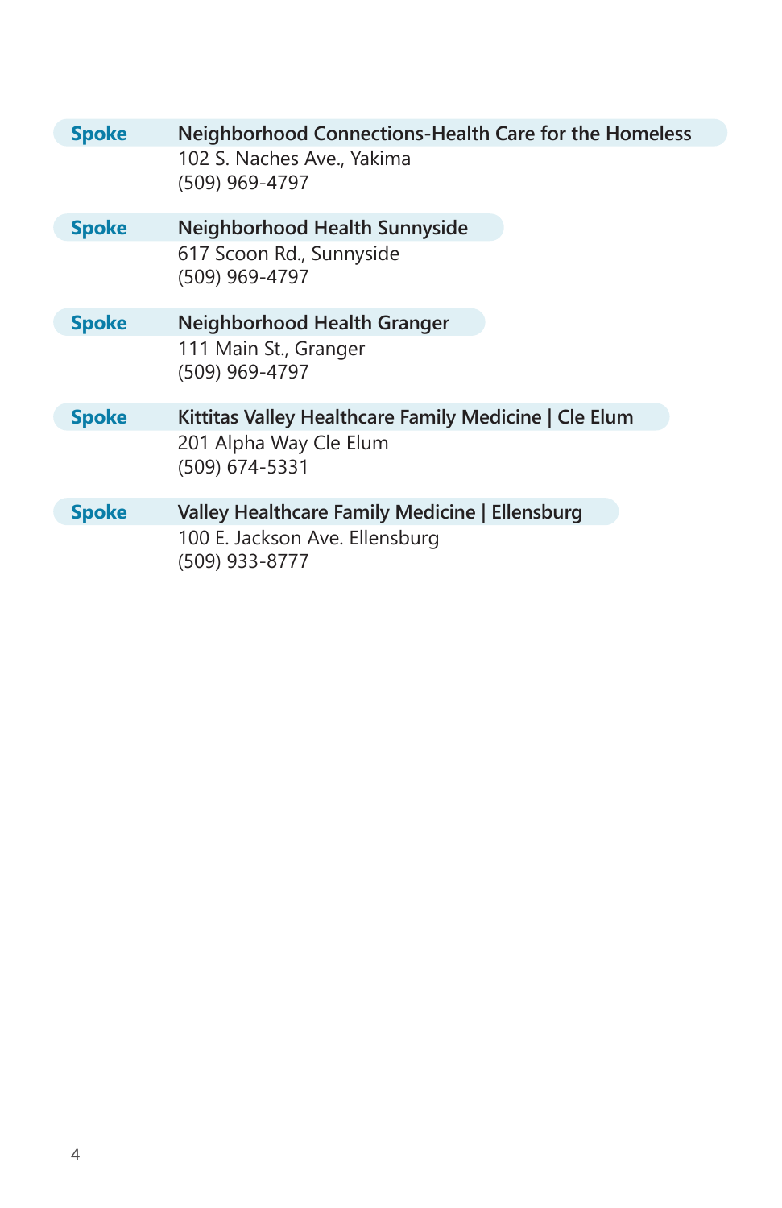**Spoke** **Neighborhood Connections-Health Care for the Homeless**
102 S. Naches Ave., Yakima
(509) 969-4797

**Spoke** **Neighborhood Health Sunnyside**
617 Scoon Rd., Sunnyside
(509) 969-4797

**Spoke** **Neighborhood Health Granger**
111 Main St., Granger
(509) 969-4797

**Spoke** **Kittitas Valley Healthcare Family Medicine | Cle Elum**
201 Alpha Way Cle Elum
(509) 674-5331

**Spoke** **Valley Healthcare Family Medicine | Ellensburg**
100 E. Jackson Ave. Ellensburg
(509) 933-8777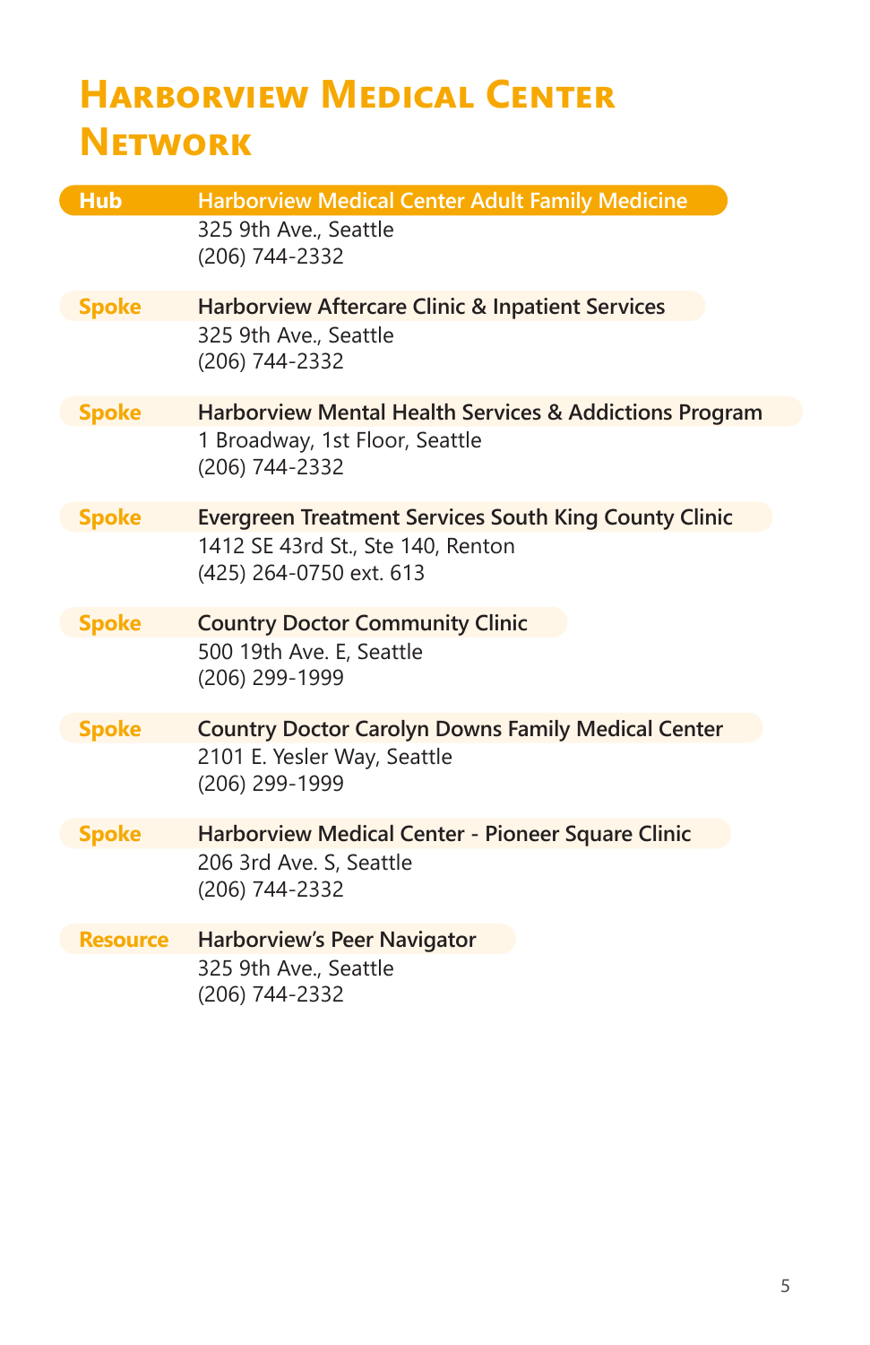# Harborview Medical Center Network

**Hub** — **Harborview Medical Center Adult Family Medicine**
325 9th Ave., Seattle
(206) 744-2332

**Spoke** — **Harborview Aftercare Clinic & Inpatient Services**
325 9th Ave., Seattle
(206) 744-2332

**Spoke** — **Harborview Mental Health Services & Addictions Program**
1 Broadway, 1st Floor, Seattle
(206) 744-2332

**Spoke** — **Evergreen Treatment Services South King County Clinic**
1412 SE 43rd St., Ste 140, Renton
(425) 264-0750 ext. 613

**Spoke** — **Country Doctor Community Clinic**
500 19th Ave. E, Seattle
(206) 299-1999

**Spoke** — **Country Doctor Carolyn Downs Family Medical Center**
2101 E. Yesler Way, Seattle
(206) 299-1999

**Spoke** — **Harborview Medical Center - Pioneer Square Clinic**
206 3rd Ave. S, Seattle
(206) 744-2332

**Resource** — **Harborview's Peer Navigator**
325 9th Ave., Seattle
(206) 744-2332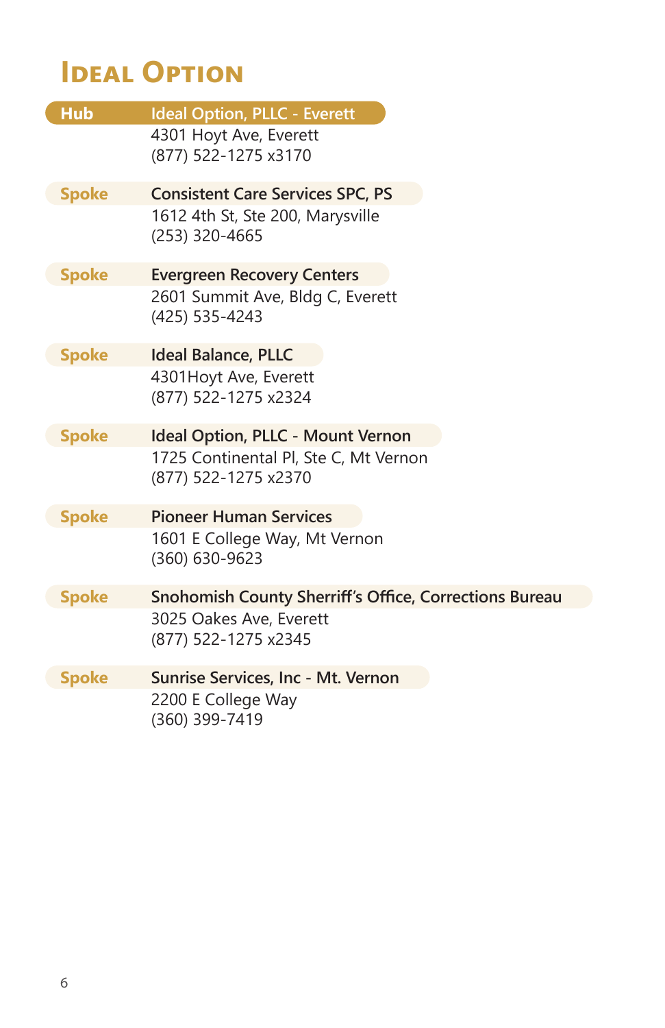# Ideal Option

**Hub** — **Ideal Option, PLLC - Everett**
4301 Hoyt Ave, Everett
(877) 522-1275 x3170

**Spoke** — **Consistent Care Services SPC, PS**
1612 4th St, Ste 200, Marysville
(253) 320-4665

**Spoke** — **Evergreen Recovery Centers**
2601 Summit Ave, Bldg C, Everett
(425) 535-4243

**Spoke** — **Ideal Balance, PLLC**
4301Hoyt Ave, Everett
(877) 522-1275 x2324

**Spoke** — **Ideal Option, PLLC - Mount Vernon**
1725 Continental Pl, Ste C, Mt Vernon
(877) 522-1275 x2370

**Spoke** — **Pioneer Human Services**
1601 E College Way, Mt Vernon
(360) 630-9623

**Spoke** — **Snohomish County Sherriff's Office, Corrections Bureau**
3025 Oakes Ave, Everett
(877) 522-1275 x2345

**Spoke** — **Sunrise Services, Inc - Mt. Vernon**
2200 E College Way
(360) 399-7419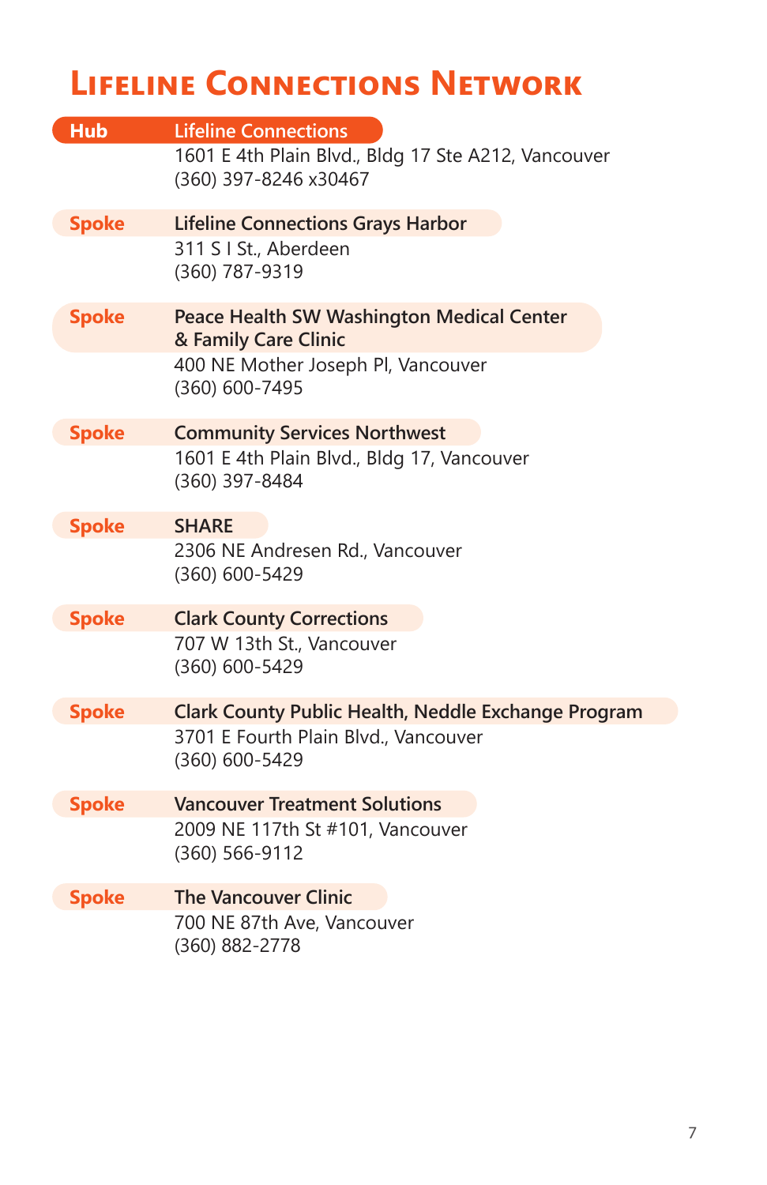# Lifeline Connections Network

**Hub** — **Lifeline Connections**
1601 E 4th Plain Blvd., Bldg 17 Ste A212, Vancouver
(360) 397-8246 x30467

**Spoke** — **Lifeline Connections Grays Harbor**
311 S I St., Aberdeen
(360) 787-9319

**Spoke** — **Peace Health SW Washington Medical Center & Family Care Clinic**
400 NE Mother Joseph Pl, Vancouver
(360) 600-7495

**Spoke** — **Community Services Northwest**
1601 E 4th Plain Blvd., Bldg 17, Vancouver
(360) 397-8484

**Spoke** — **SHARE**
2306 NE Andresen Rd., Vancouver
(360) 600-5429

**Spoke** — **Clark County Corrections**
707 W 13th St., Vancouver
(360) 600-5429

**Spoke** — **Clark County Public Health, Neddle Exchange Program**
3701 E Fourth Plain Blvd., Vancouver
(360) 600-5429

**Spoke** — **Vancouver Treatment Solutions**
2009 NE 117th St #101, Vancouver
(360) 566-9112

**Spoke** — **The Vancouver Clinic**
700 NE 87th Ave, Vancouver
(360) 882-2778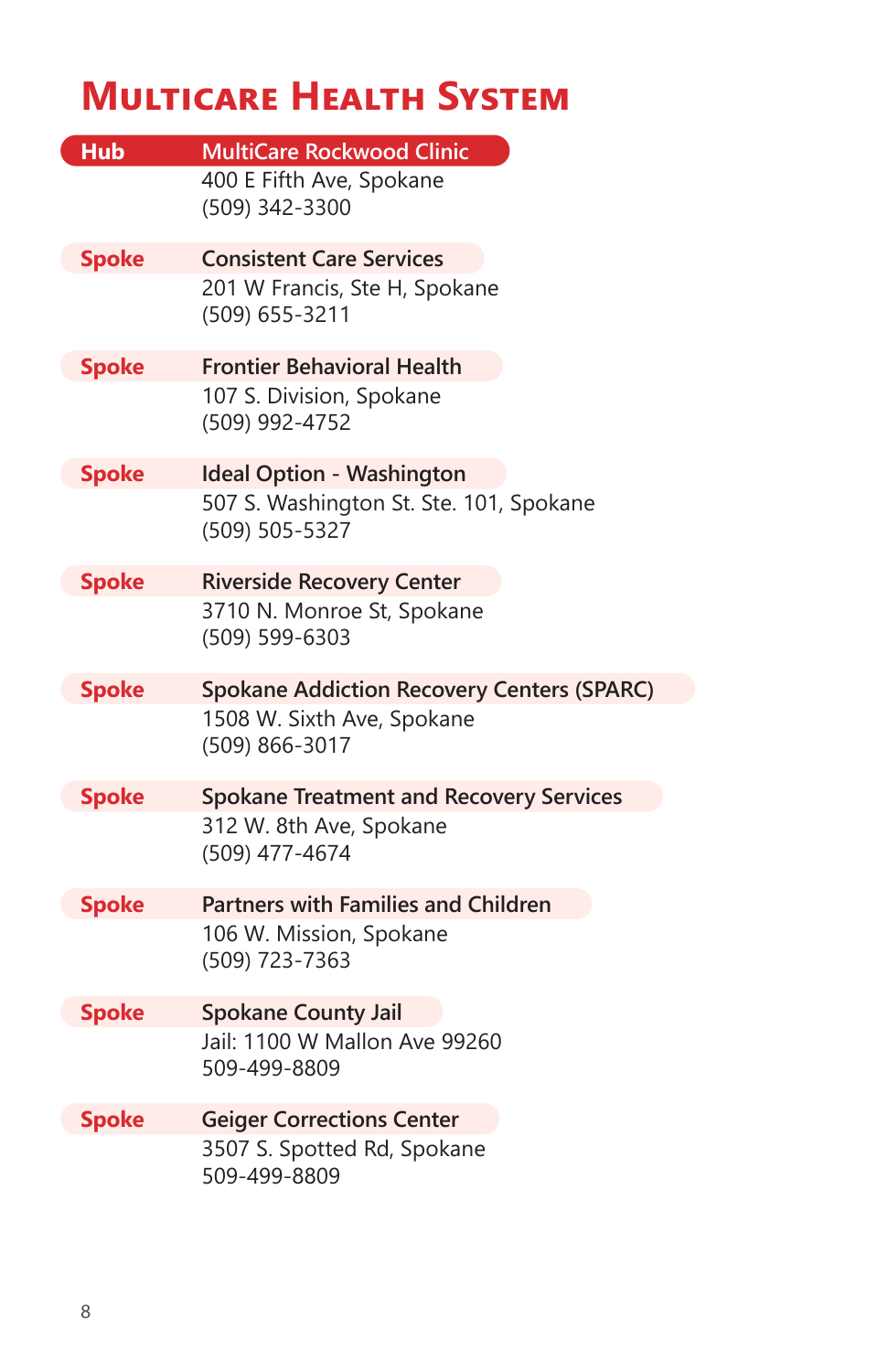# MultiCare Health System

**Hub** — **MultiCare Rockwood Clinic**
400 E Fifth Ave, Spokane
(509) 342-3300

**Spoke** — **Consistent Care Services**
201 W Francis, Ste H, Spokane
(509) 655-3211

**Spoke** — **Frontier Behavioral Health**
107 S. Division, Spokane
(509) 992-4752

**Spoke** — **Ideal Option - Washington**
507 S. Washington St. Ste. 101, Spokane
(509) 505-5327

**Spoke** — **Riverside Recovery Center**
3710 N. Monroe St, Spokane
(509) 599-6303

**Spoke** — **Spokane Addiction Recovery Centers (SPARC)**
1508 W. Sixth Ave, Spokane
(509) 866-3017

**Spoke** — **Spokane Treatment and Recovery Services**
312 W. 8th Ave, Spokane
(509) 477-4674

**Spoke** — **Partners with Families and Children**
106 W. Mission, Spokane
(509) 723-7363

**Spoke** — **Spokane County Jail**
Jail: 1100 W Mallon Ave 99260
509-499-8809

**Spoke** — **Geiger Corrections Center**
3507 S. Spotted Rd, Spokane
509-499-8809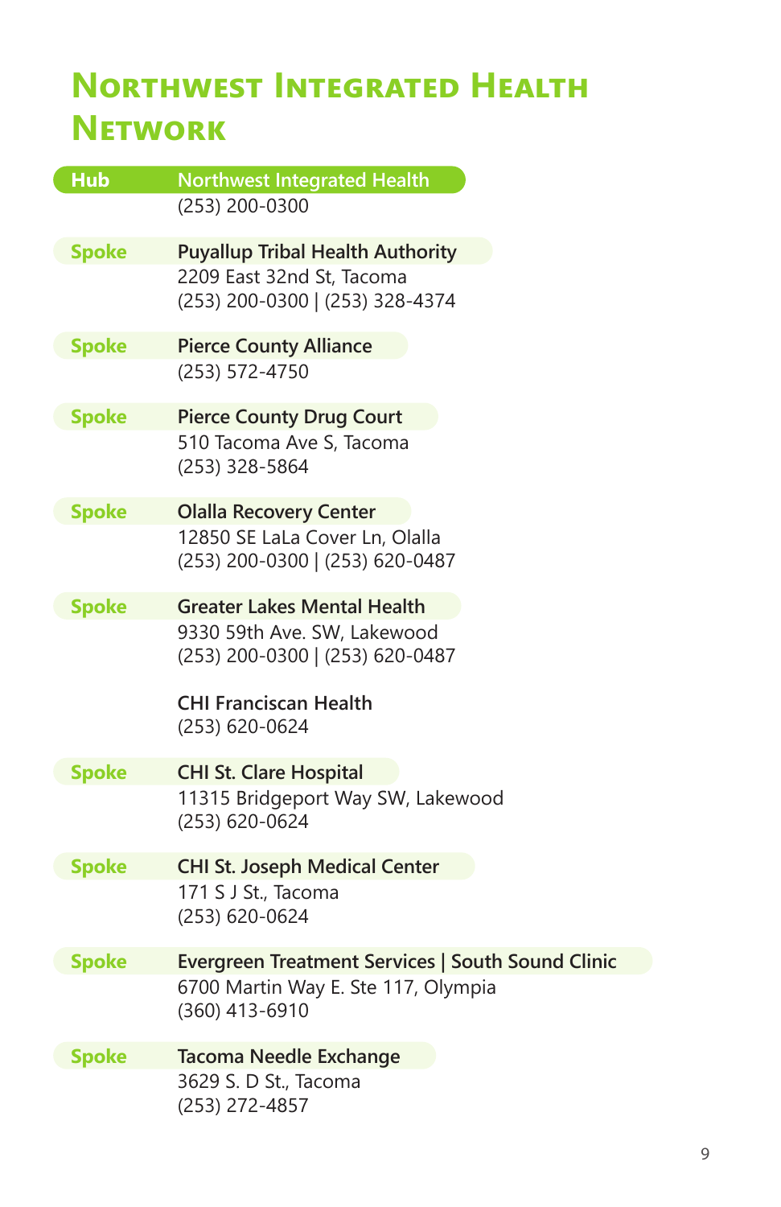# Northwest Integrated Health Network

**Hub** — **Northwest Integrated Health**
(253) 200-0300

**Spoke** — **Puyallup Tribal Health Authority**
2209 East 32nd St, Tacoma
(253) 200-0300 | (253) 328-4374

**Spoke** — **Pierce County Alliance**
(253) 572-4750

**Spoke** — **Pierce County Drug Court**
510 Tacoma Ave S, Tacoma
(253) 328-5864

**Spoke** — **Olalla Recovery Center**
12850 SE LaLa Cover Ln, Olalla
(253) 200-0300 | (253) 620-0487

**Spoke** — **Greater Lakes Mental Health**
9330 59th Ave. SW, Lakewood
(253) 200-0300 | (253) 620-0487

**CHI Franciscan Health**
(253) 620-0624

**Spoke** — **CHI St. Clare Hospital**
11315 Bridgeport Way SW, Lakewood
(253) 620-0624

**Spoke** — **CHI St. Joseph Medical Center**
171 S J St., Tacoma
(253) 620-0624

**Spoke** — **Evergreen Treatment Services | South Sound Clinic**
6700 Martin Way E. Ste 117, Olympia
(360) 413-6910

**Spoke** — **Tacoma Needle Exchange**
3629 S. D St., Tacoma
(253) 272-4857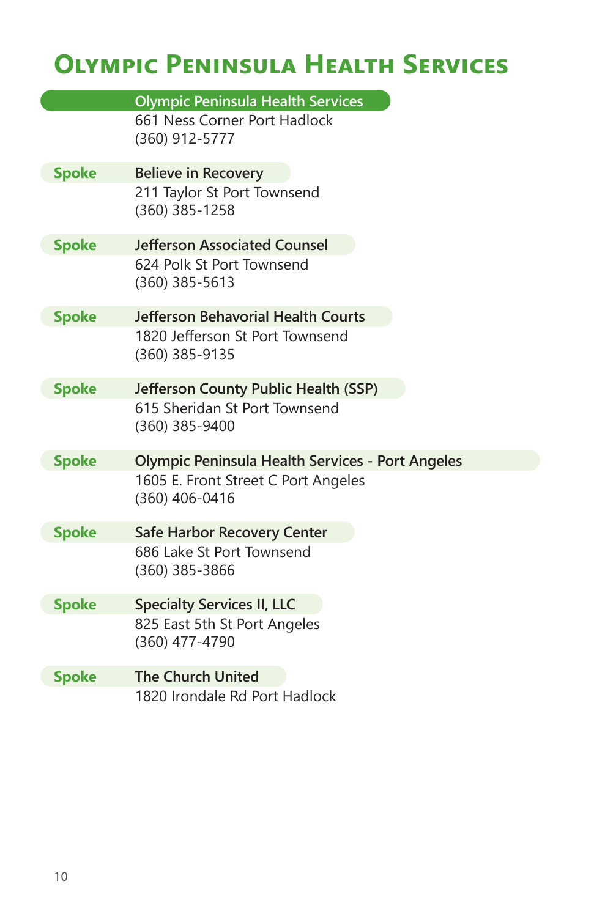# Olympic Peninsula Health Services

**Olympic Peninsula Health Services**
661 Ness Corner Port Hadlock
(360) 912-5777

**Spoke** — **Believe in Recovery**
211 Taylor St Port Townsend
(360) 385-1258

**Spoke** — **Jefferson Associated Counsel**
624 Polk St Port Townsend
(360) 385-5613

**Spoke** — **Jefferson Behavorial Health Courts**
1820 Jefferson St Port Townsend
(360) 385-9135

**Spoke** — **Jefferson County Public Health (SSP)**
615 Sheridan St Port Townsend
(360) 385-9400

**Spoke** — **Olympic Peninsula Health Services - Port Angeles**
1605 E. Front Street C Port Angeles
(360) 406-0416

**Spoke** — **Safe Harbor Recovery Center**
686 Lake St Port Townsend
(360) 385-3866

**Spoke** — **Specialty Services II, LLC**
825 East 5th St Port Angeles
(360) 477-4790

**Spoke** — **The Church United**
1820 Irondale Rd Port Hadlock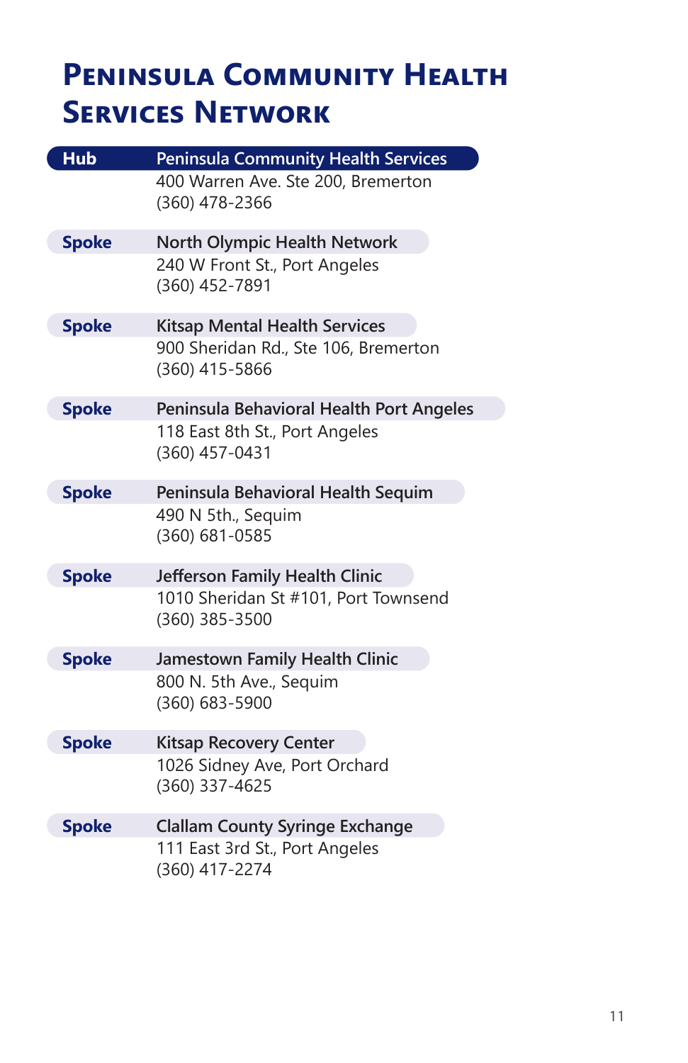# Peninsula Community Health Services Network

| | |
|---|---|
| **Hub** | **Peninsula Community Health Services**<br>400 Warren Ave. Ste 200, Bremerton<br>(360) 478-2366 |
| **Spoke** | **North Olympic Health Network**<br>240 W Front St., Port Angeles<br>(360) 452-7891 |
| **Spoke** | **Kitsap Mental Health Services**<br>900 Sheridan Rd., Ste 106, Bremerton<br>(360) 415-5866 |
| **Spoke** | **Peninsula Behavioral Health Port Angeles**<br>118 East 8th St., Port Angeles<br>(360) 457-0431 |
| **Spoke** | **Peninsula Behavioral Health Sequim**<br>490 N 5th., Sequim<br>(360) 681-0585 |
| **Spoke** | **Jefferson Family Health Clinic**<br>1010 Sheridan St #101, Port Townsend<br>(360) 385-3500 |
| **Spoke** | **Jamestown Family Health Clinic**<br>800 N. 5th Ave., Sequim<br>(360) 683-5900 |
| **Spoke** | **Kitsap Recovery Center**<br>1026 Sidney Ave, Port Orchard<br>(360) 337-4625 |
| **Spoke** | **Clallam County Syringe Exchange**<br>111 East 3rd St., Port Angeles<br>(360) 417-2274 |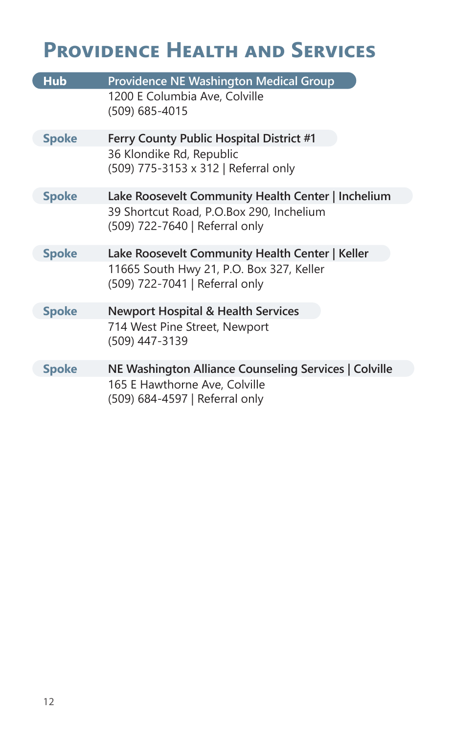# Providence Health and Services

**Hub** — **Providence NE Washington Medical Group**
1200 E Columbia Ave, Colville
(509) 685-4015

**Spoke** — **Ferry County Public Hospital District #1**
36 Klondike Rd, Republic
(509) 775-3153 x 312 | Referral only

**Spoke** — **Lake Roosevelt Community Health Center | Inchelium**
39 Shortcut Road, P.O.Box 290, Inchelium
(509) 722-7640 | Referral only

**Spoke** — **Lake Roosevelt Community Health Center | Keller**
11665 South Hwy 21, P.O. Box 327, Keller
(509) 722-7041 | Referral only

**Spoke** — **Newport Hospital & Health Services**
714 West Pine Street, Newport
(509) 447-3139

**Spoke** — **NE Washington Alliance Counseling Services | Colville**
165 E Hawthorne Ave, Colville
(509) 684-4597 | Referral only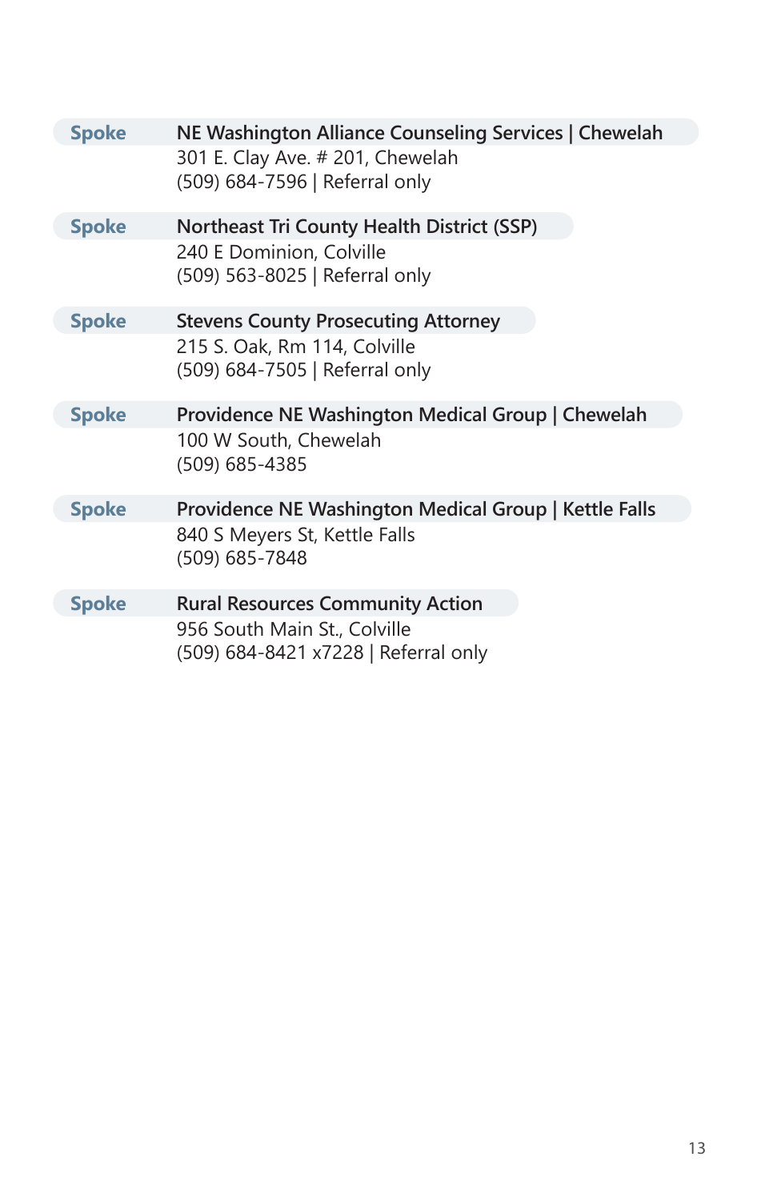**Spoke** **NE Washington Alliance Counseling Services | Chewelah**
301 E. Clay Ave. # 201, Chewelah
(509) 684-7596 | Referral only

**Spoke** **Northeast Tri County Health District (SSP)**
240 E Dominion, Colville
(509) 563-8025 | Referral only

**Spoke** **Stevens County Prosecuting Attorney**
215 S. Oak, Rm 114, Colville
(509) 684-7505 | Referral only

**Spoke** **Providence NE Washington Medical Group | Chewelah**
100 W South, Chewelah
(509) 685-4385

**Spoke** **Providence NE Washington Medical Group | Kettle Falls**
840 S Meyers St, Kettle Falls
(509) 685-7848

**Spoke** **Rural Resources Community Action**
956 South Main St., Colville
(509) 684-8421 x7228 | Referral only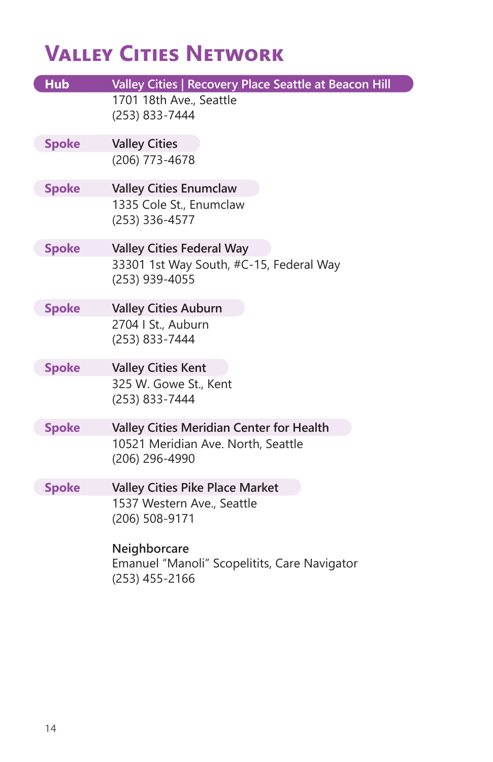# Valley Cities Network

**Hub** — **Valley Cities | Recovery Place Seattle at Beacon Hill**
1701 18th Ave., Seattle
(253) 833-7444

**Spoke** — **Valley Cities**
(206) 773-4678

**Spoke** — **Valley Cities Enumclaw**
1335 Cole St., Enumclaw
(253) 336-4577

**Spoke** — **Valley Cities Federal Way**
33301 1st Way South, #C-15, Federal Way
(253) 939-4055

**Spoke** — **Valley Cities Auburn**
2704 I St., Auburn
(253) 833-7444

**Spoke** — **Valley Cities Kent**
325 W. Gowe St., Kent
(253) 833-7444

**Spoke** — **Valley Cities Meridian Center for Health**
10521 Meridian Ave. North, Seattle
(206) 296-4990

**Spoke** — **Valley Cities Pike Place Market**
1537 Western Ave., Seattle
(206) 508-9171

**Neighborcare**
Emanuel “Manoli” Scopelitits, Care Navigator
(253) 455-2166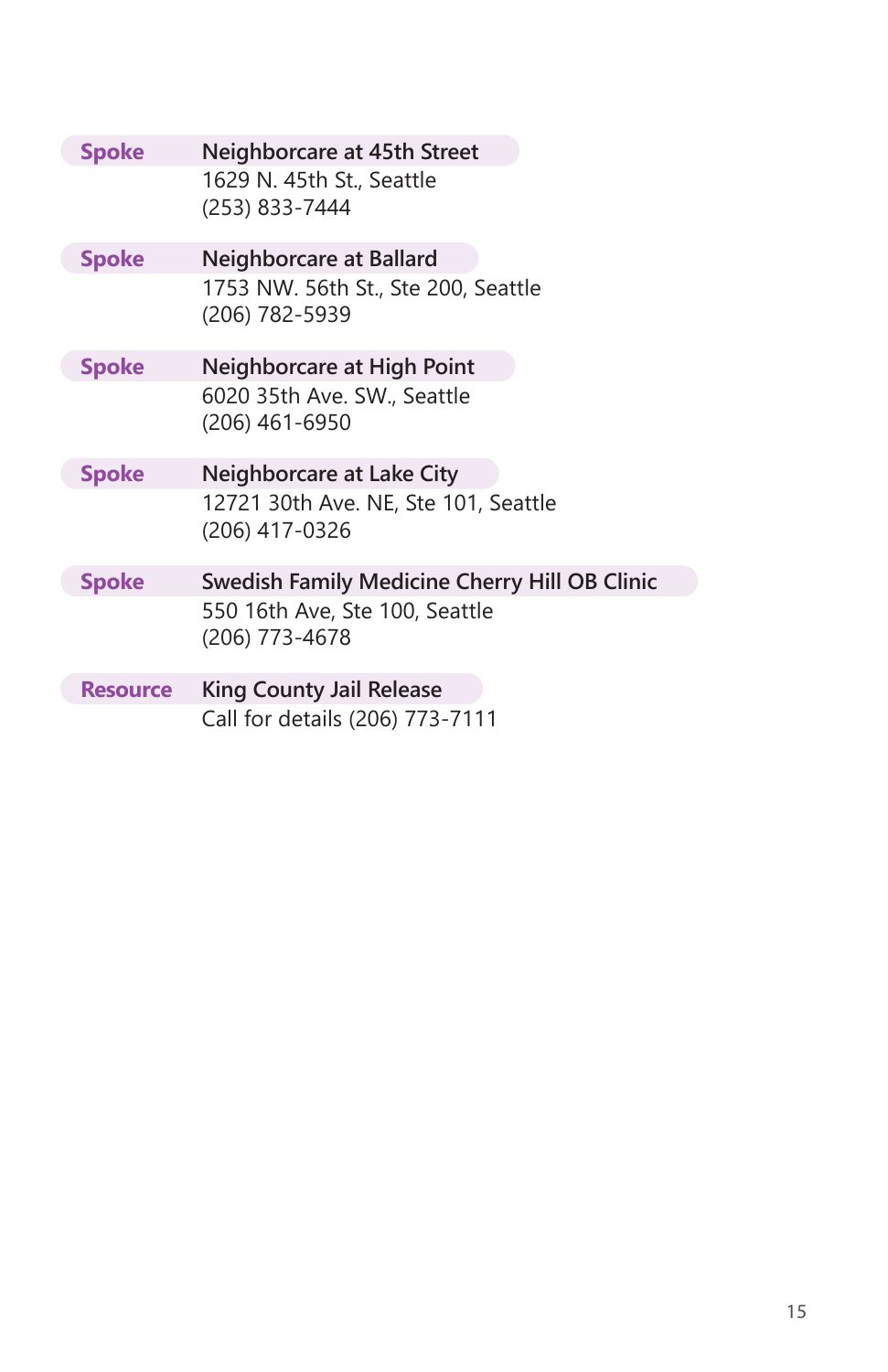**Spoke** **Neighborcare at 45th Street**
1629 N. 45th St., Seattle
(253) 833-7444

**Spoke** **Neighborcare at Ballard**
1753 NW. 56th St., Ste 200, Seattle
(206) 782-5939

**Spoke** **Neighborcare at High Point**
6020 35th Ave. SW., Seattle
(206) 461-6950

**Spoke** **Neighborcare at Lake City**
12721 30th Ave. NE, Ste 101, Seattle
(206) 417-0326

**Spoke** **Swedish Family Medicine Cherry Hill OB Clinic**
550 16th Ave, Ste 100, Seattle
(206) 773-4678

**Resource** **King County Jail Release**
Call for details (206) 773-7111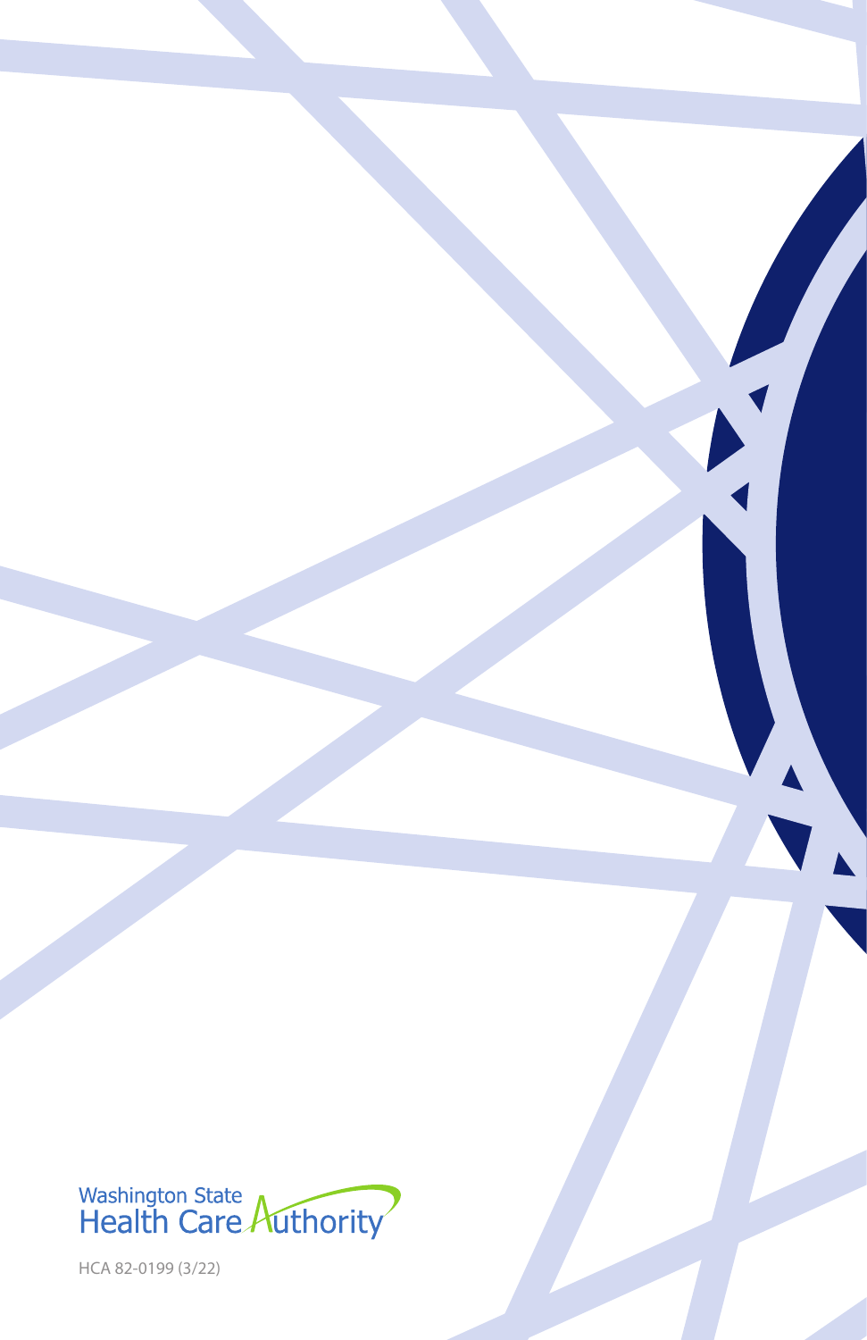Washington State Health Care Authority

HCA 82-0199 (3/22)